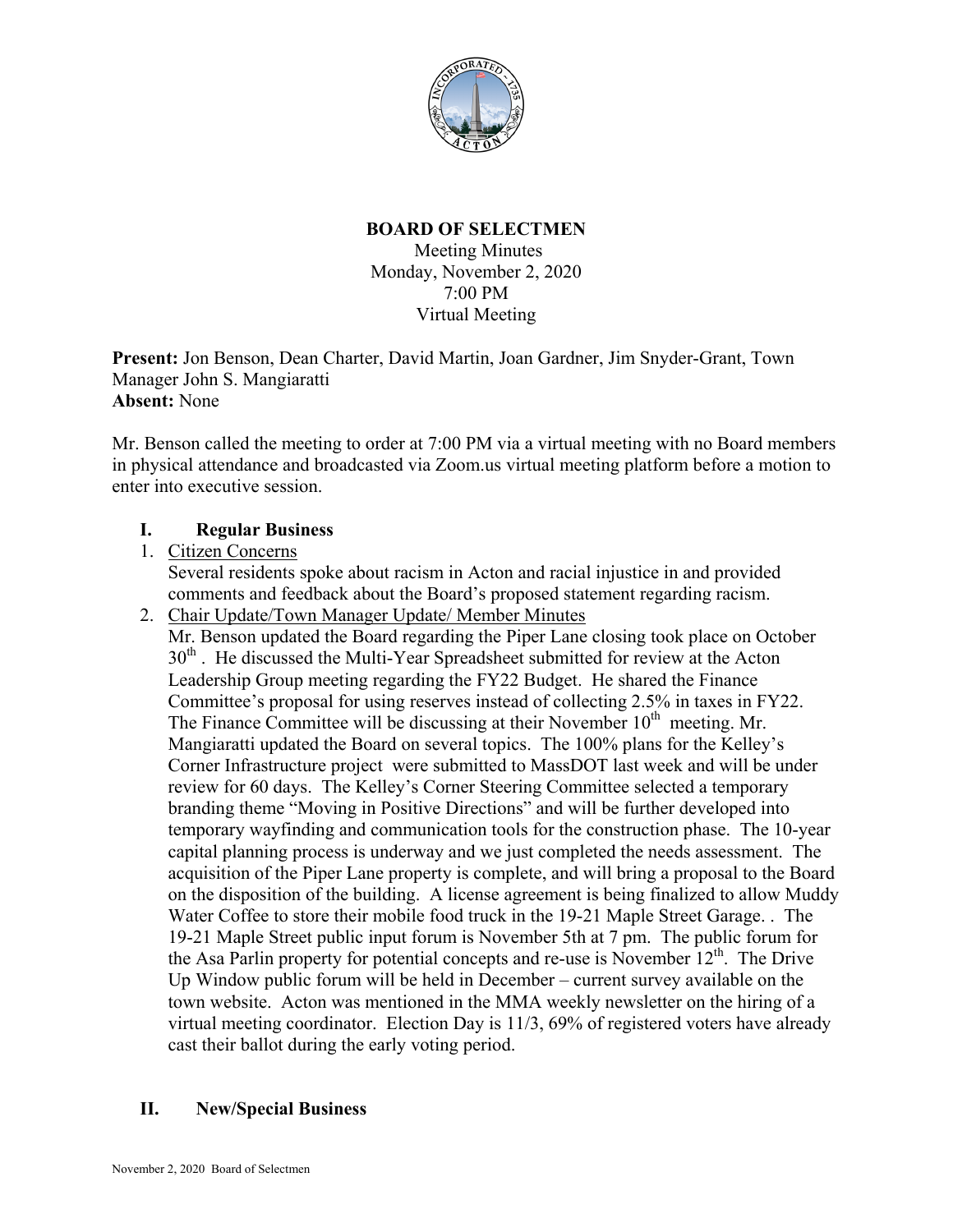**BOARD OF SELECTMEN**
Meeting Minutes
Monday, November 2, 2020
7:00 PM
Virtual Meeting

**Present:** Jon Benson, Dean Charter, David Martin, Joan Gardner, Jim Snyder-Grant, Town Manager John S. Mangiaratti
**Absent:** None

Mr. Benson called the meeting to order at 7:00 PM via a virtual meeting with no Board members in physical attendance and broadcasted via Zoom.us virtual meeting platform before a motion to enter into executive session.

## I. Regular Business

1. Citizen Concerns
   Several residents spoke about racism in Acton and racial injustice in and provided comments and feedback about the Board's proposed statement regarding racism.
2. Chair Update/Town Manager Update/ Member Minutes
   Mr. Benson updated the Board regarding the Piper Lane closing took place on October 30th . He discussed the Multi-Year Spreadsheet submitted for review at the Acton Leadership Group meeting regarding the FY22 Budget. He shared the Finance Committee's proposal for using reserves instead of collecting 2.5% in taxes in FY22. The Finance Committee will be discussing at their November 10th meeting. Mr. Mangiaratti updated the Board on several topics. The 100% plans for the Kelley's Corner Infrastructure project were submitted to MassDOT last week and will be under review for 60 days. The Kelley's Corner Steering Committee selected a temporary branding theme "Moving in Positive Directions" and will be further developed into temporary wayfinding and communication tools for the construction phase. The 10-year capital planning process is underway and we just completed the needs assessment. The acquisition of the Piper Lane property is complete, and will bring a proposal to the Board on the disposition of the building. A license agreement is being finalized to allow Muddy Water Coffee to store their mobile food truck in the 19-21 Maple Street Garage. . The 19-21 Maple Street public input forum is November 5th at 7 pm. The public forum for the Asa Parlin property for potential concepts and re-use is November 12th. The Drive Up Window public forum will be held in December – current survey available on the town website. Acton was mentioned in the MMA weekly newsletter on the hiring of a virtual meeting coordinator. Election Day is 11/3, 69% of registered voters have already cast their ballot during the early voting period.

## II. New/Special Business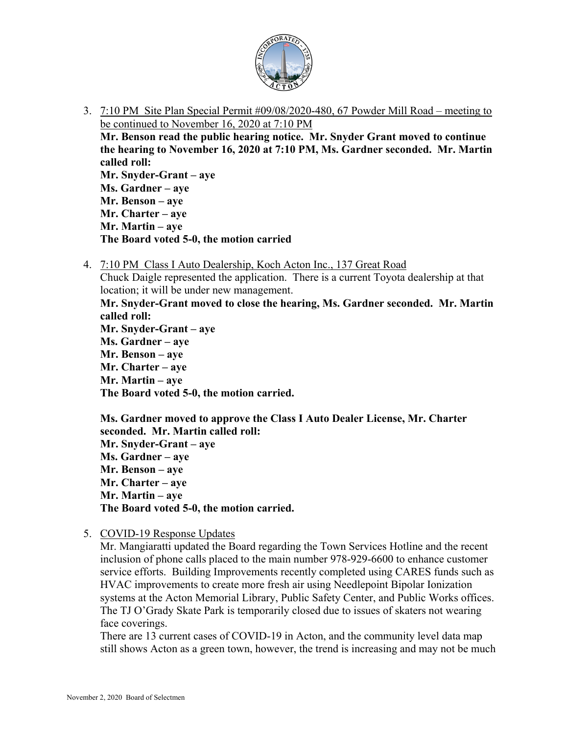3. <u>7:10 PM Site Plan Special Permit #09/08/2020-480, 67 Powder Mill Road – meeting to be continued to November 16, 2020 at 7:10 PM</u>
   **Mr. Benson read the public hearing notice. Mr. Snyder Grant moved to continue the hearing to November 16, 2020 at 7:10 PM, Ms. Gardner seconded. Mr. Martin called roll:**
   **Mr. Snyder-Grant – aye**
   **Ms. Gardner – aye**
   **Mr. Benson – aye**
   **Mr. Charter – aye**
   **Mr. Martin – aye**
   **The Board voted 5-0, the motion carried**

4. <u>7:10 PM Class I Auto Dealership, Koch Acton Inc., 137 Great Road</u>
   Chuck Daigle represented the application. There is a current Toyota dealership at that location; it will be under new management.
   **Mr. Snyder-Grant moved to close the hearing, Ms. Gardner seconded. Mr. Martin called roll:**
   **Mr. Snyder-Grant – aye**
   **Ms. Gardner – aye**
   **Mr. Benson – aye**
   **Mr. Charter – aye**
   **Mr. Martin – aye**
   **The Board voted 5-0, the motion carried.**

   **Ms. Gardner moved to approve the Class I Auto Dealer License, Mr. Charter seconded. Mr. Martin called roll:**
   **Mr. Snyder-Grant – aye**
   **Ms. Gardner – aye**
   **Mr. Benson – aye**
   **Mr. Charter – aye**
   **Mr. Martin – aye**
   **The Board voted 5-0, the motion carried.**

5. <u>COVID-19 Response Updates</u>
   Mr. Mangiaratti updated the Board regarding the Town Services Hotline and the recent inclusion of phone calls placed to the main number 978-929-6600 to enhance customer service efforts. Building Improvements recently completed using CARES funds such as HVAC improvements to create more fresh air using Needlepoint Bipolar Ionization systems at the Acton Memorial Library, Public Safety Center, and Public Works offices. The TJ O'Grady Skate Park is temporarily closed due to issues of skaters not wearing face coverings.
   There are 13 current cases of COVID-19 in Acton, and the community level data map still shows Acton as a green town, however, the trend is increasing and may not be much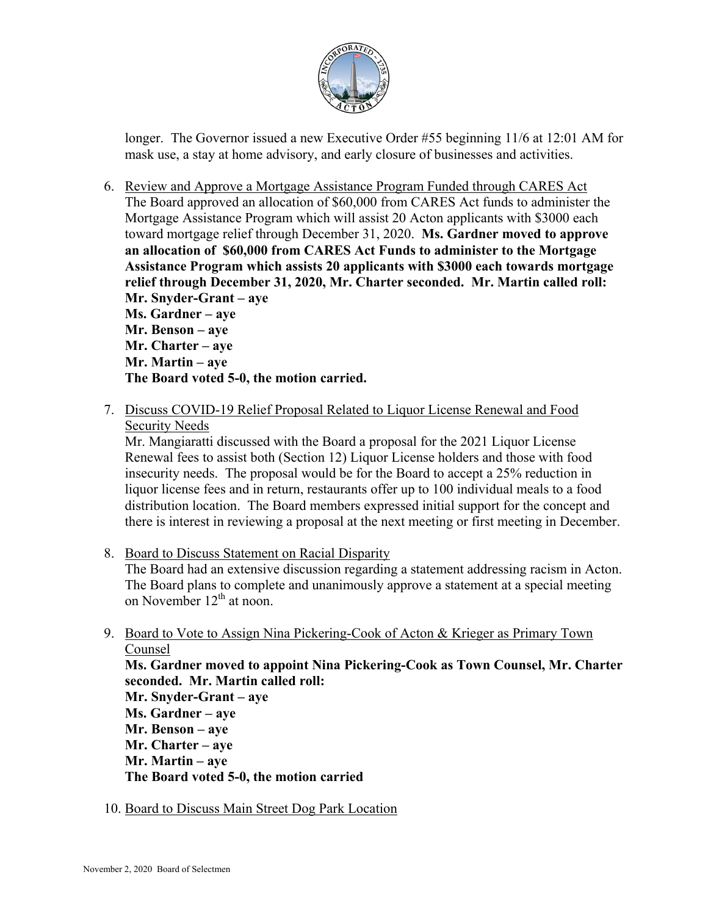longer. The Governor issued a new Executive Order #55 beginning 11/6 at 12:01 AM for mask use, a stay at home advisory, and early closure of businesses and activities.

6. Review and Approve a Mortgage Assistance Program Funded through CARES Act
   The Board approved an allocation of $60,000 from CARES Act funds to administer the Mortgage Assistance Program which will assist 20 Acton applicants with $3000 each toward mortgage relief through December 31, 2020. **Ms. Gardner moved to approve an allocation of $60,000 from CARES Act Funds to administer to the Mortgage Assistance Program which assists 20 applicants with $3000 each towards mortgage relief through December 31, 2020, Mr. Charter seconded. Mr. Martin called roll:**
   **Mr. Snyder-Grant – aye**
   **Ms. Gardner – aye**
   **Mr. Benson – aye**
   **Mr. Charter – aye**
   **Mr. Martin – aye**
   **The Board voted 5-0, the motion carried.**

7. Discuss COVID-19 Relief Proposal Related to Liquor License Renewal and Food Security Needs
   Mr. Mangiaratti discussed with the Board a proposal for the 2021 Liquor License Renewal fees to assist both (Section 12) Liquor License holders and those with food insecurity needs. The proposal would be for the Board to accept a 25% reduction in liquor license fees and in return, restaurants offer up to 100 individual meals to a food distribution location. The Board members expressed initial support for the concept and there is interest in reviewing a proposal at the next meeting or first meeting in December.

8. Board to Discuss Statement on Racial Disparity
   The Board had an extensive discussion regarding a statement addressing racism in Acton. The Board plans to complete and unanimously approve a statement at a special meeting on November 12th at noon.

9. Board to Vote to Assign Nina Pickering-Cook of Acton & Krieger as Primary Town Counsel
   **Ms. Gardner moved to appoint Nina Pickering-Cook as Town Counsel, Mr. Charter seconded. Mr. Martin called roll:**
   **Mr. Snyder-Grant – aye**
   **Ms. Gardner – aye**
   **Mr. Benson – aye**
   **Mr. Charter – aye**
   **Mr. Martin – aye**
   **The Board voted 5-0, the motion carried**

10. Board to Discuss Main Street Dog Park Location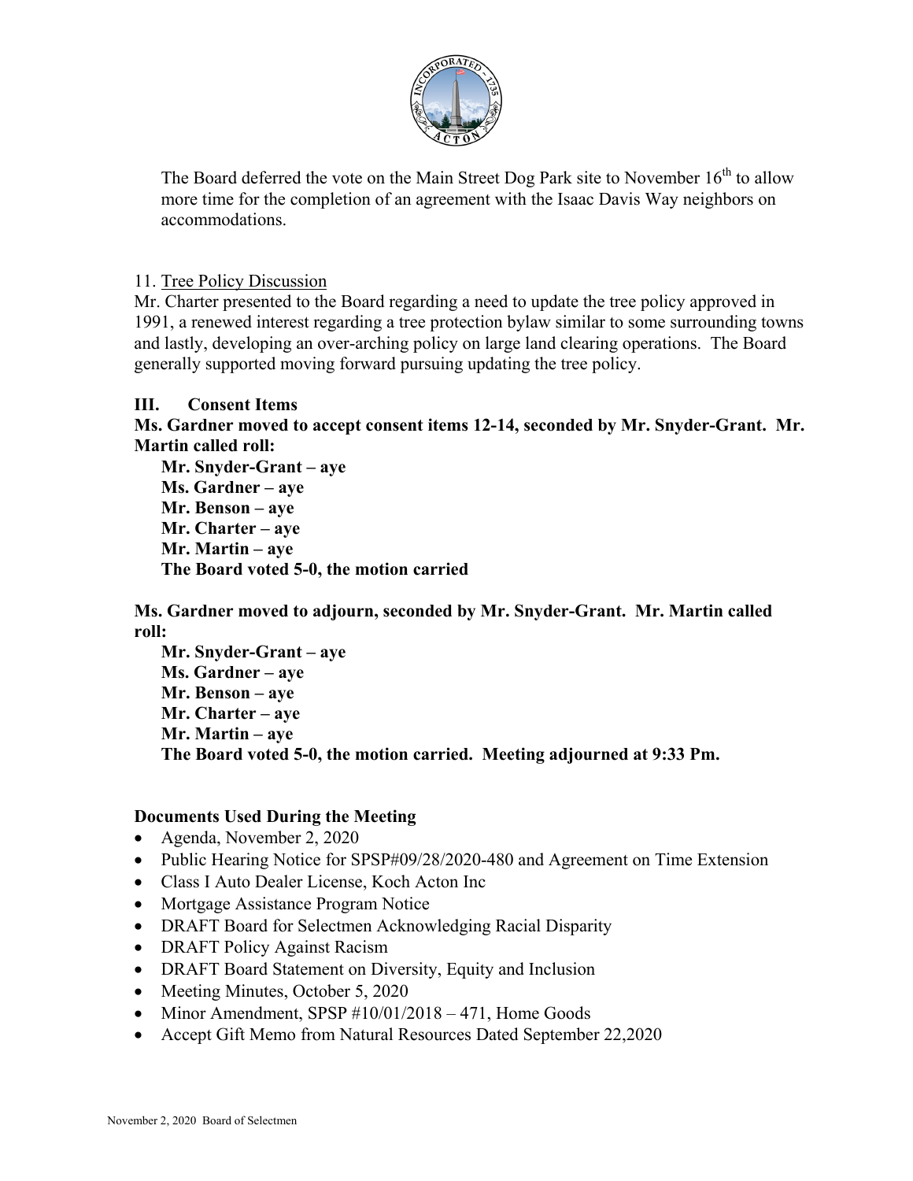The Board deferred the vote on the Main Street Dog Park site to November 16th to allow more time for the completion of an agreement with the Isaac Davis Way neighbors on accommodations.

11. <u>Tree Policy Discussion</u>
Mr. Charter presented to the Board regarding a need to update the tree policy approved in 1991, a renewed interest regarding a tree protection bylaw similar to some surrounding towns and lastly, developing an over-arching policy on large land clearing operations. The Board generally supported moving forward pursuing updating the tree policy.

## III. Consent Items

**Ms. Gardner moved to accept consent items 12-14, seconded by Mr. Snyder-Grant. Mr. Martin called roll:**

**Mr. Snyder-Grant – aye**
**Ms. Gardner – aye**
**Mr. Benson – aye**
**Mr. Charter – aye**
**Mr. Martin – aye**
**The Board voted 5-0, the motion carried**

**Ms. Gardner moved to adjourn, seconded by Mr. Snyder-Grant. Mr. Martin called roll:**

**Mr. Snyder-Grant – aye**
**Ms. Gardner – aye**
**Mr. Benson – aye**
**Mr. Charter – aye**
**Mr. Martin – aye**
**The Board voted 5-0, the motion carried. Meeting adjourned at 9:33 Pm.**

### Documents Used During the Meeting

- Agenda, November 2, 2020
- Public Hearing Notice for SPSP#09/28/2020-480 and Agreement on Time Extension
- Class I Auto Dealer License, Koch Acton Inc
- Mortgage Assistance Program Notice
- DRAFT Board for Selectmen Acknowledging Racial Disparity
- DRAFT Policy Against Racism
- DRAFT Board Statement on Diversity, Equity and Inclusion
- Meeting Minutes, October 5, 2020
- Minor Amendment, SPSP #10/01/2018 – 471, Home Goods
- Accept Gift Memo from Natural Resources Dated September 22,2020